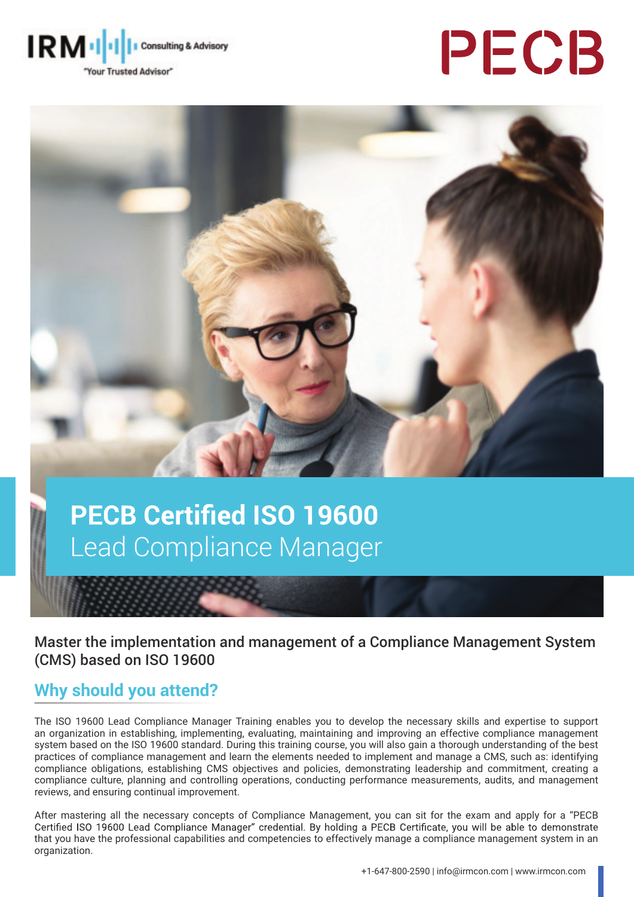IRM Consulting & Advisory
"Your Trusted Advisor"

PECB

# PECB Certified ISO 19600 Lead Compliance Manager

Master the implementation and management of a Compliance Management System (CMS) based on ISO 19600

## Why should you attend?

The ISO 19600 Lead Compliance Manager Training enables you to develop the necessary skills and expertise to support an organization in establishing, implementing, evaluating, maintaining and improving an effective compliance management system based on the ISO 19600 standard. During this training course, you will also gain a thorough understanding of the best practices of compliance management and learn the elements needed to implement and manage a CMS, such as: identifying compliance obligations, establishing CMS objectives and policies, demonstrating leadership and commitment, creating a compliance culture, planning and controlling operations, conducting performance measurements, audits, and management reviews, and ensuring continual improvement.

After mastering all the necessary concepts of Compliance Management, you can sit for the exam and apply for a "PECB Certified ISO 19600 Lead Compliance Manager" credential. By holding a PECB Certificate, you will be able to demonstrate that you have the professional capabilities and competencies to effectively manage a compliance management system in an organization.

+1-647-800-2590 | info@irmcon.com | www.irmcon.com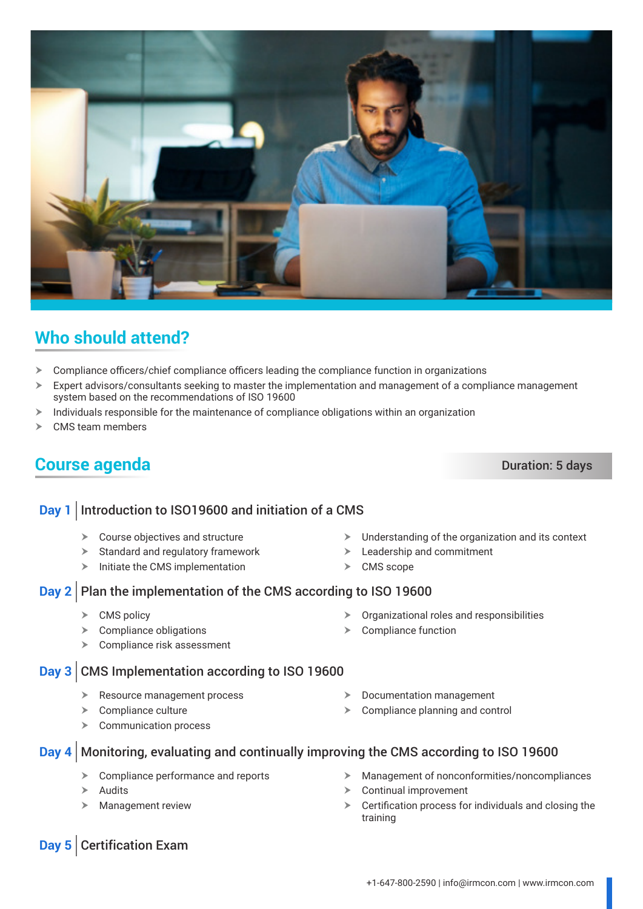## Who should attend?

- Compliance officers/chief compliance officers leading the compliance function in organizations
- Expert advisors/consultants seeking to master the implementation and management of a compliance management system based on the recommendations of ISO 19600
- Individuals responsible for the maintenance of compliance obligations within an organization
- CMS team members

## Course agenda

**Duration: 5 days**

### Day 1 | Introduction to ISO19600 and initiation of a CMS

- Course objectives and structure
- Standard and regulatory framework
- Initiate the CMS implementation
- Understanding of the organization and its context
- Leadership and commitment
- CMS scope

### Day 2 | Plan the implementation of the CMS according to ISO 19600

- CMS policy
- Compliance obligations
- Compliance risk assessment
- Organizational roles and responsibilities
- Compliance function

### Day 3 | CMS Implementation according to ISO 19600

- Resource management process
- Compliance culture
- Communication process
- Documentation management
- Compliance planning and control

### Day 4 | Monitoring, evaluating and continually improving the CMS according to ISO 19600

- Compliance performance and reports
- Audits
- Management review
- Management of nonconformities/noncompliances
- Continual improvement
- Certification process for individuals and closing the training

### Day 5 | Certification Exam

+1-647-800-2590 | info@irmcon.com | www.irmcon.com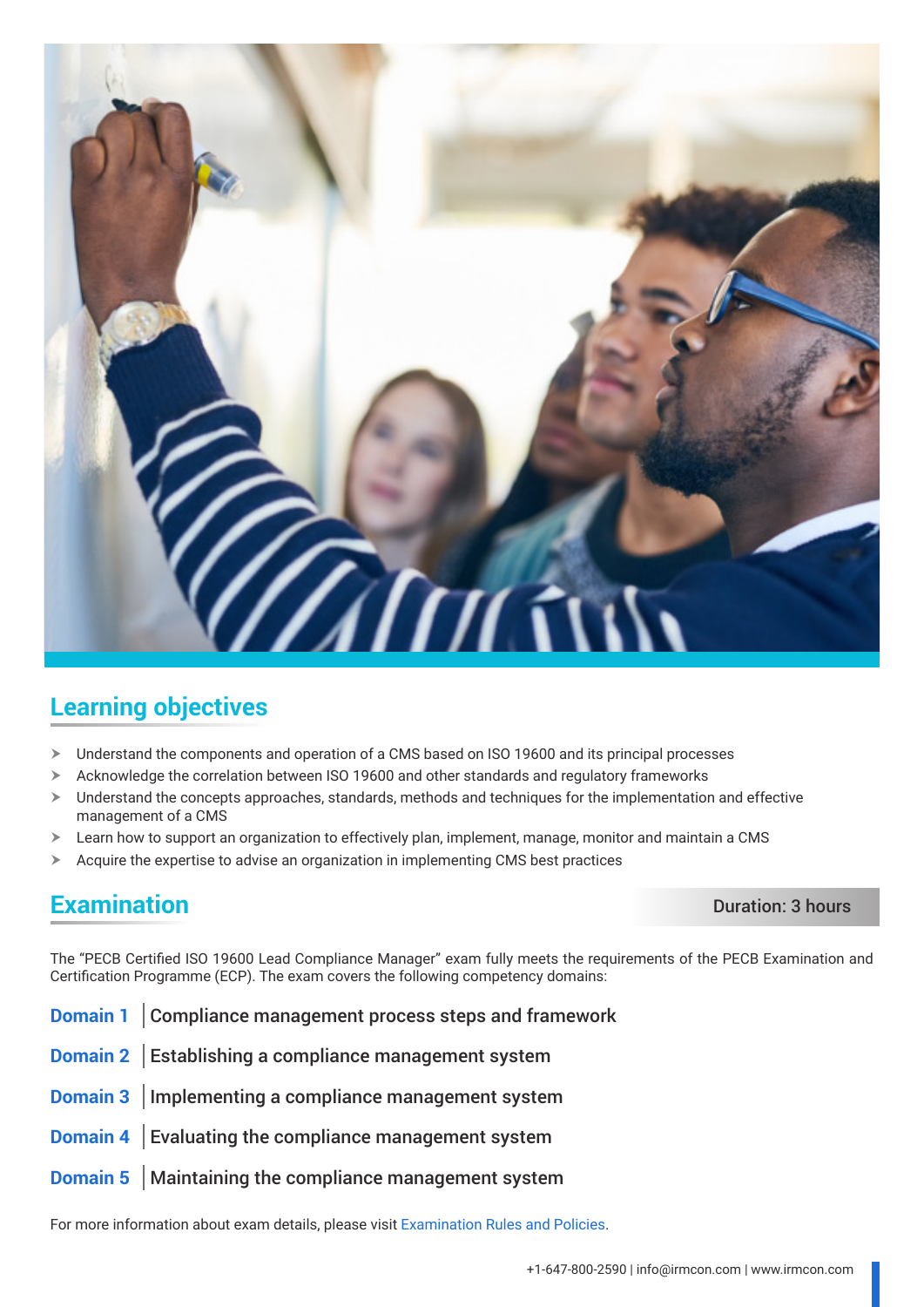## Learning objectives

- Understand the components and operation of a CMS based on ISO 19600 and its principal processes
- Acknowledge the correlation between ISO 19600 and other standards and regulatory frameworks
- Understand the concepts approaches, standards, methods and techniques for the implementation and effective management of a CMS
- Learn how to support an organization to effectively plan, implement, manage, monitor and maintain a CMS
- Acquire the expertise to advise an organization in implementing CMS best practices

## Examination

Duration: 3 hours

The "PECB Certified ISO 19600 Lead Compliance Manager" exam fully meets the requirements of the PECB Examination and Certification Programme (ECP). The exam covers the following competency domains:

**Domain 1** | Compliance management process steps and framework

**Domain 2** | Establishing a compliance management system

**Domain 3** | Implementing a compliance management system

**Domain 4** | Evaluating the compliance management system

**Domain 5** | Maintaining the compliance management system

For more information about exam details, please visit Examination Rules and Policies.

+1-647-800-2590 | info@irmcon.com | www.irmcon.com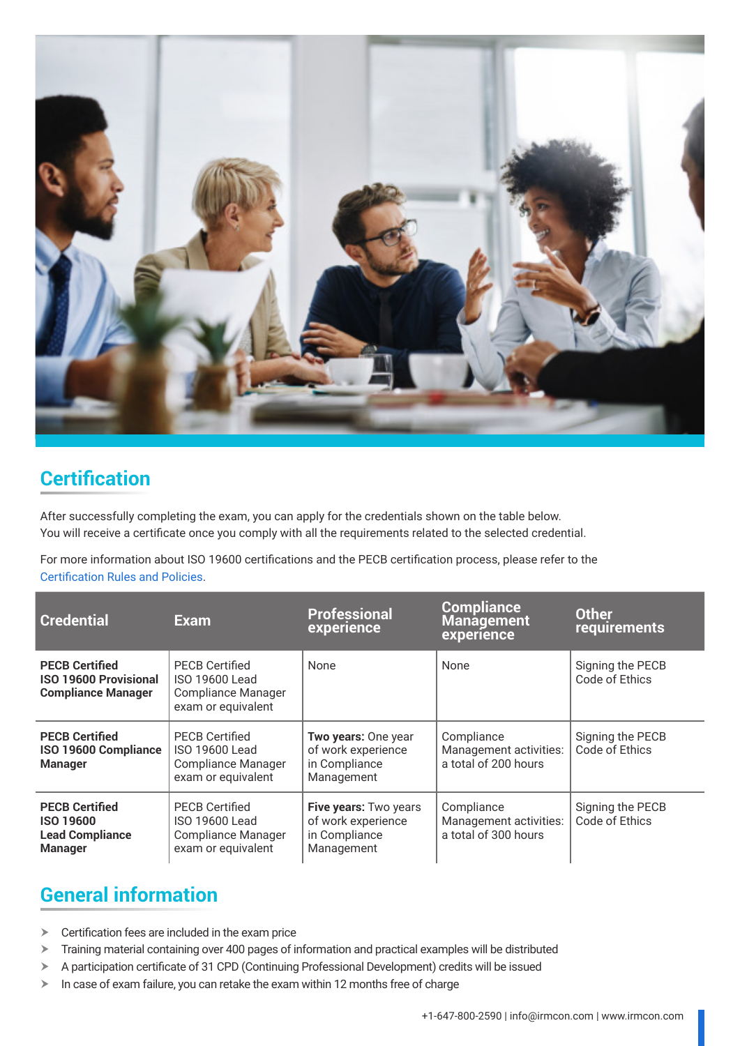## Certification

After successfully completing the exam, you can apply for the credentials shown on the table below.
You will receive a certificate once you comply with all the requirements related to the selected credential.

For more information about ISO 19600 certifications and the PECB certification process, please refer to the Certification Rules and Policies.

| Credential | Exam | Professional experience | Compliance Management experience | Other requirements |
|---|---|---|---|---|
| **PECB Certified ISO 19600 Provisional Compliance Manager** | PECB Certified ISO 19600 Lead Compliance Manager exam or equivalent | None | None | Signing the PECB Code of Ethics |
| **PECB Certified ISO 19600 Compliance Manager** | PECB Certified ISO 19600 Lead Compliance Manager exam or equivalent | **Two years:** One year of work experience in Compliance Management | Compliance Management activities: a total of 200 hours | Signing the PECB Code of Ethics |
| **PECB Certified ISO 19600 Lead Compliance Manager** | PECB Certified ISO 19600 Lead Compliance Manager exam or equivalent | **Five years:** Two years of work experience in Compliance Management | Compliance Management activities: a total of 300 hours | Signing the PECB Code of Ethics |

## General information

- Certification fees are included in the exam price
- Training material containing over 400 pages of information and practical examples will be distributed
- A participation certificate of 31 CPD (Continuing Professional Development) credits will be issued
- In case of exam failure, you can retake the exam within 12 months free of charge

+1-647-800-2590 | info@irmcon.com | www.irmcon.com